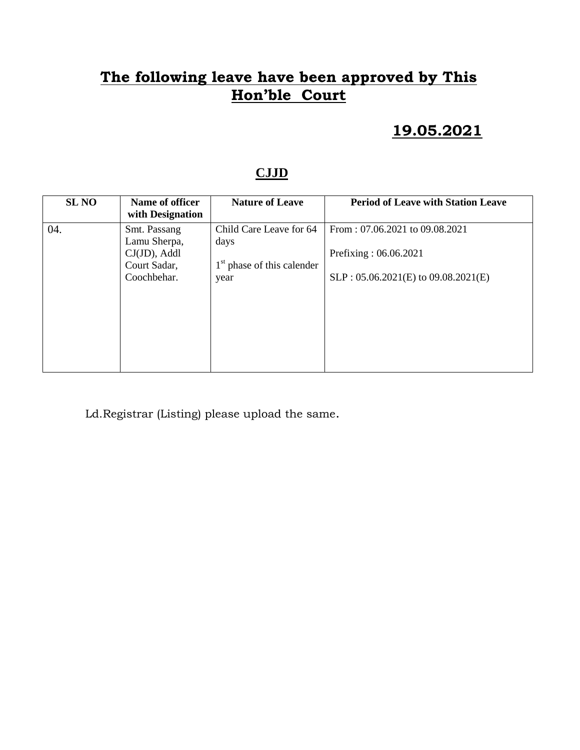# The following leave have been approved by This Hon'ble Court

## 19.05.2021

### CJJD

| SL NO | Name of officer with Designation | Nature of Leave | Period of Leave with Station Leave |
|---|---|---|---|
| 04. | Smt. Passang Lamu Sherpa, CJ(JD), Addl Court Sadar, Coochbehar. | Child Care Leave for 64 days<br><br>1st phase of this calender year | From : 07.06.2021 to 09.08.2021<br><br>Prefixing : 06.06.2021<br><br>SLP : 05.06.2021(E) to 09.08.2021(E) |

Ld.Registrar (Listing) please upload the same.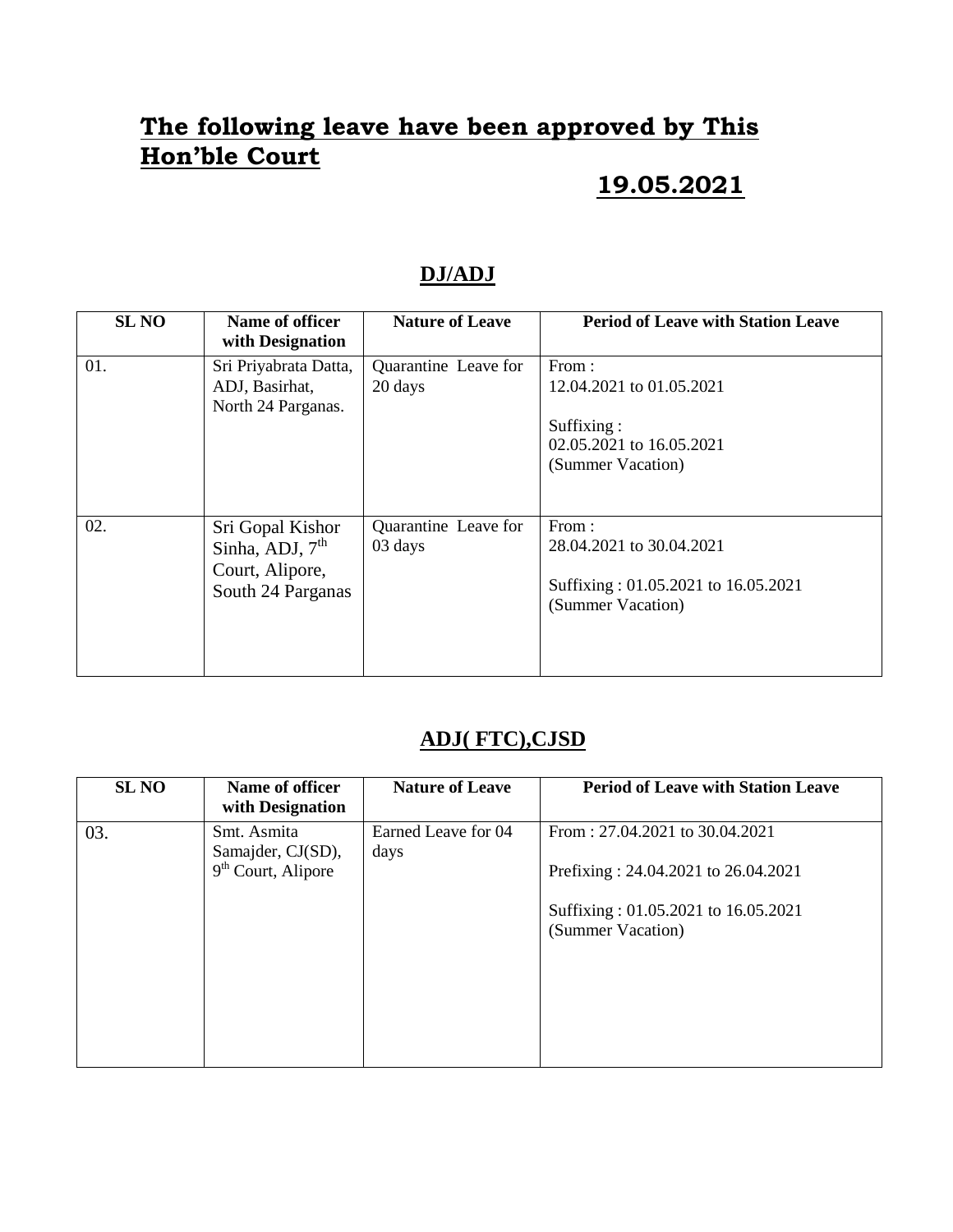# The following leave have been approved by This Hon'ble Court

## 19.05.2021

## DJ/ADJ

| SL NO | Name of officer with Designation | Nature of Leave | Period of Leave with Station Leave |
|---|---|---|---|
| 01. | Sri Priyabrata Datta, ADJ, Basirhat, North 24 Parganas. | Quarantine Leave for 20 days | From : 12.04.2021 to 01.05.2021<br><br>Suffixing : 02.05.2021 to 16.05.2021 (Summer Vacation) |
| 02. | Sri Gopal Kishor Sinha, ADJ, 7th Court, Alipore, South 24 Parganas | Quarantine Leave for 03 days | From : 28.04.2021 to 30.04.2021<br><br>Suffixing : 01.05.2021 to 16.05.2021 (Summer Vacation) |

## ADJ( FTC),CJSD

| SL NO | Name of officer with Designation | Nature of Leave | Period of Leave with Station Leave |
|---|---|---|---|
| 03. | Smt. Asmita Samajder, CJ(SD), 9th Court, Alipore | Earned Leave for 04 days | From : 27.04.2021 to 30.04.2021<br><br>Prefixing : 24.04.2021 to 26.04.2021<br><br>Suffixing : 01.05.2021 to 16.05.2021 (Summer Vacation) |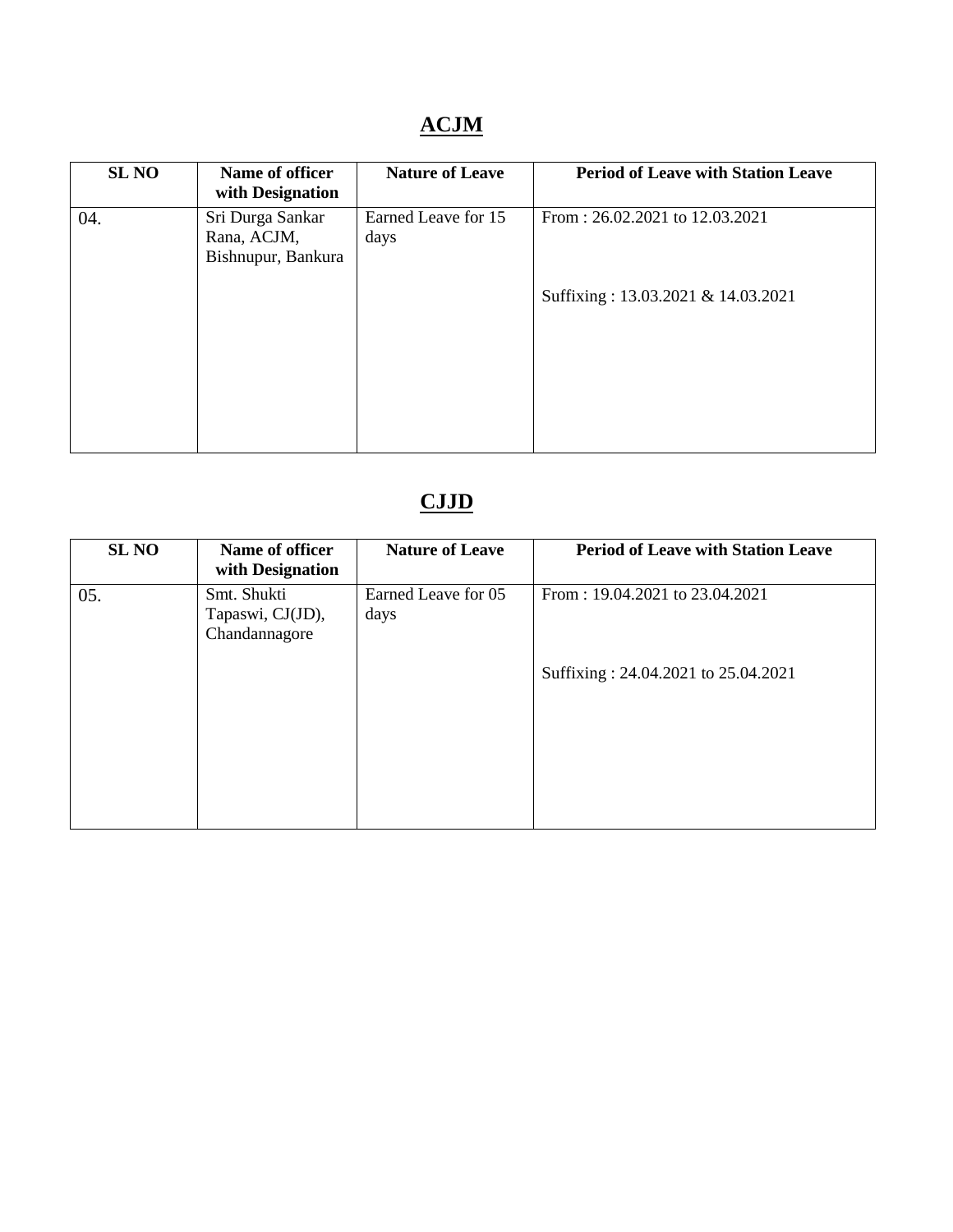## ACJM

| SL NO | Name of officer with Designation | Nature of Leave | Period of Leave with Station Leave |
|---|---|---|---|
| 04. | Sri Durga Sankar Rana, ACJM, Bishnupur, Bankura | Earned Leave for 15 days | From : 26.02.2021 to 12.03.2021<br><br>Suffixing : 13.03.2021 & 14.03.2021 |

## CJJD

| SL NO | Name of officer with Designation | Nature of Leave | Period of Leave with Station Leave |
|---|---|---|---|
| 05. | Smt. Shukti Tapaswi, CJ(JD), Chandannagore | Earned Leave for 05 days | From : 19.04.2021 to 23.04.2021<br><br>Suffixing : 24.04.2021 to 25.04.2021 |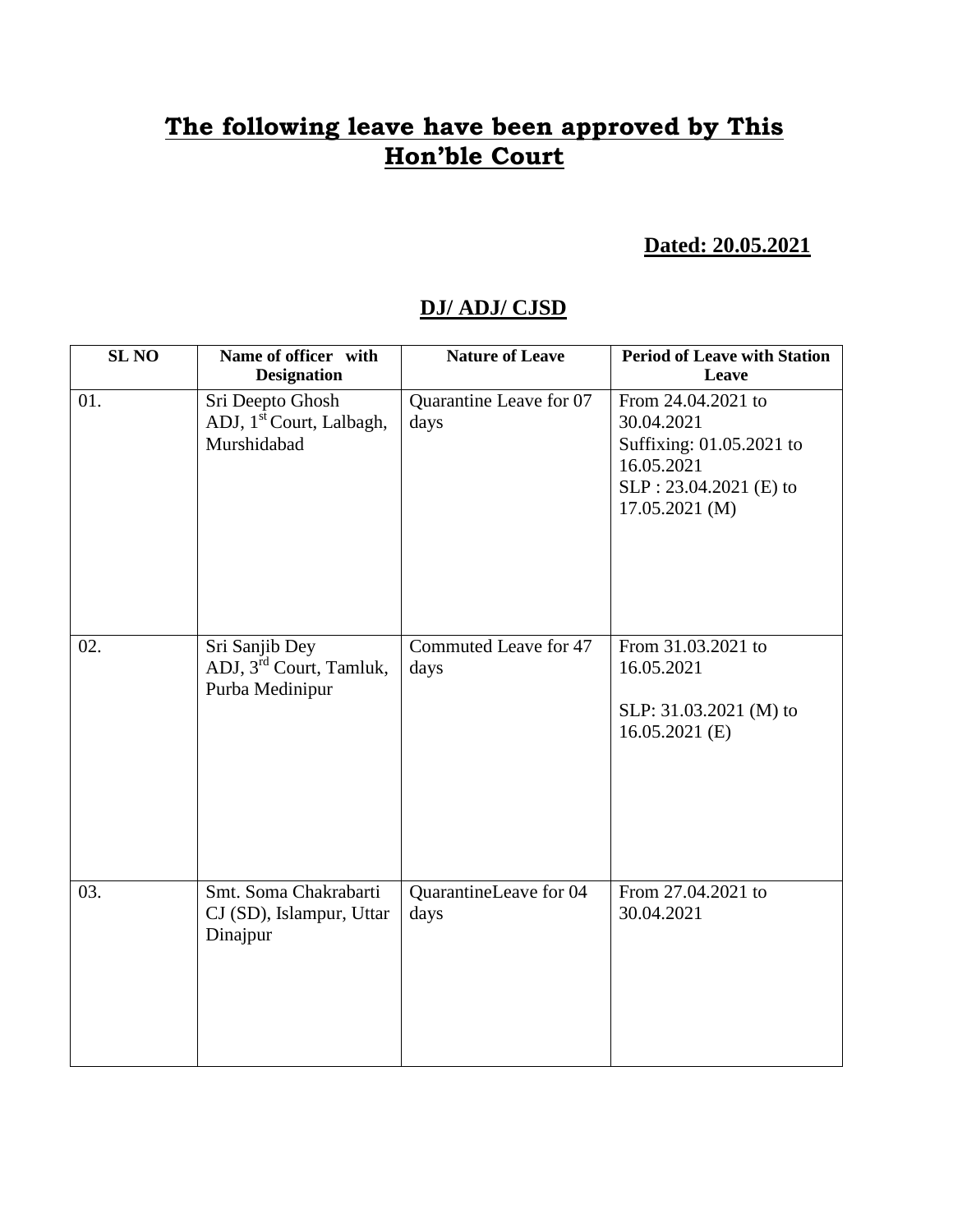# **The following leave have been approved by This Hon'ble Court**

**Dated: 20.05.2021**

## **DJ/ ADJ/ CJSD**

| SL NO | Name of officer with Designation | Nature of Leave | Period of Leave with Station Leave |
|---|---|---|---|
| 01. | Sri Deepto Ghosh<br>ADJ, 1st Court, Lalbagh, Murshidabad | Quarantine Leave for 07 days | From 24.04.2021 to 30.04.2021<br>Suffixing: 01.05.2021 to 16.05.2021<br>SLP : 23.04.2021 (E) to 17.05.2021 (M) |
| 02. | Sri Sanjib Dey<br>ADJ, 3rd Court, Tamluk, Purba Medinipur | Commuted Leave for 47 days | From 31.03.2021 to 16.05.2021<br><br>SLP: 31.03.2021 (M) to 16.05.2021 (E) |
| 03. | Smt. Soma Chakrabarti<br>CJ (SD), Islampur, Uttar Dinajpur | QuarantineLeave for 04 days | From 27.04.2021 to 30.04.2021 |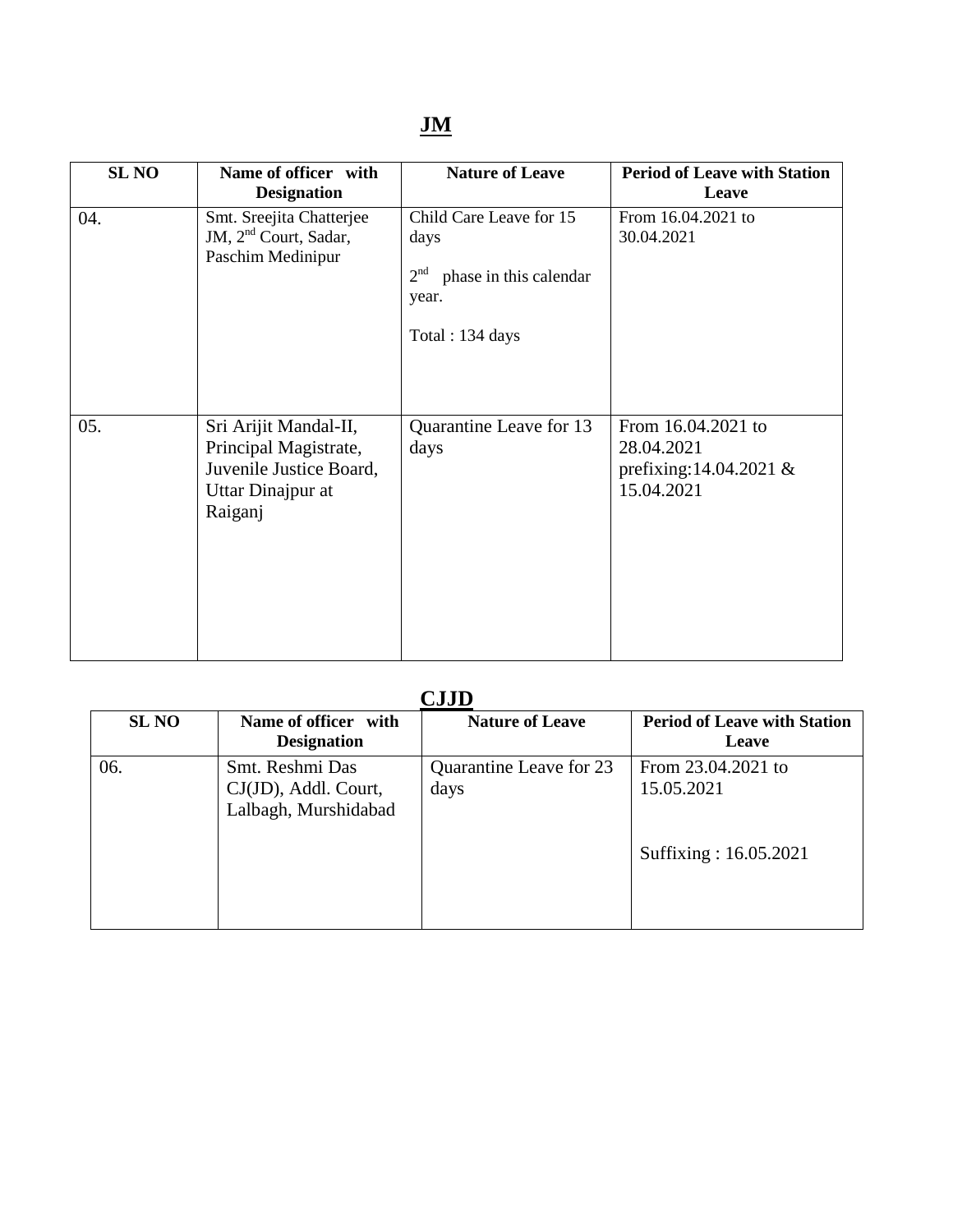## JM

| SL NO | Name of officer with Designation | Nature of Leave | Period of Leave with Station Leave |
|---|---|---|---|
| 04. | Smt. Sreejita Chatterjee JM, 2nd Court, Sadar, Paschim Medinipur | Child Care Leave for 15 days<br><br>2nd phase in this calendar year.<br><br>Total : 134 days | From 16.04.2021 to 30.04.2021 |
| 05. | Sri Arijit Mandal-II, Principal Magistrate, Juvenile Justice Board, Uttar Dinajpur at Raiganj | Quarantine Leave for 13 days | From 16.04.2021 to 28.04.2021 prefixing:14.04.2021 & 15.04.2021 |

## CJJD

| SL NO | Name of officer with Designation | Nature of Leave | Period of Leave with Station Leave |
|---|---|---|---|
| 06. | Smt. Reshmi Das CJ(JD), Addl. Court, Lalbagh, Murshidabad | Quarantine Leave for 23 days | From 23.04.2021 to 15.05.2021<br><br>Suffixing : 16.05.2021 |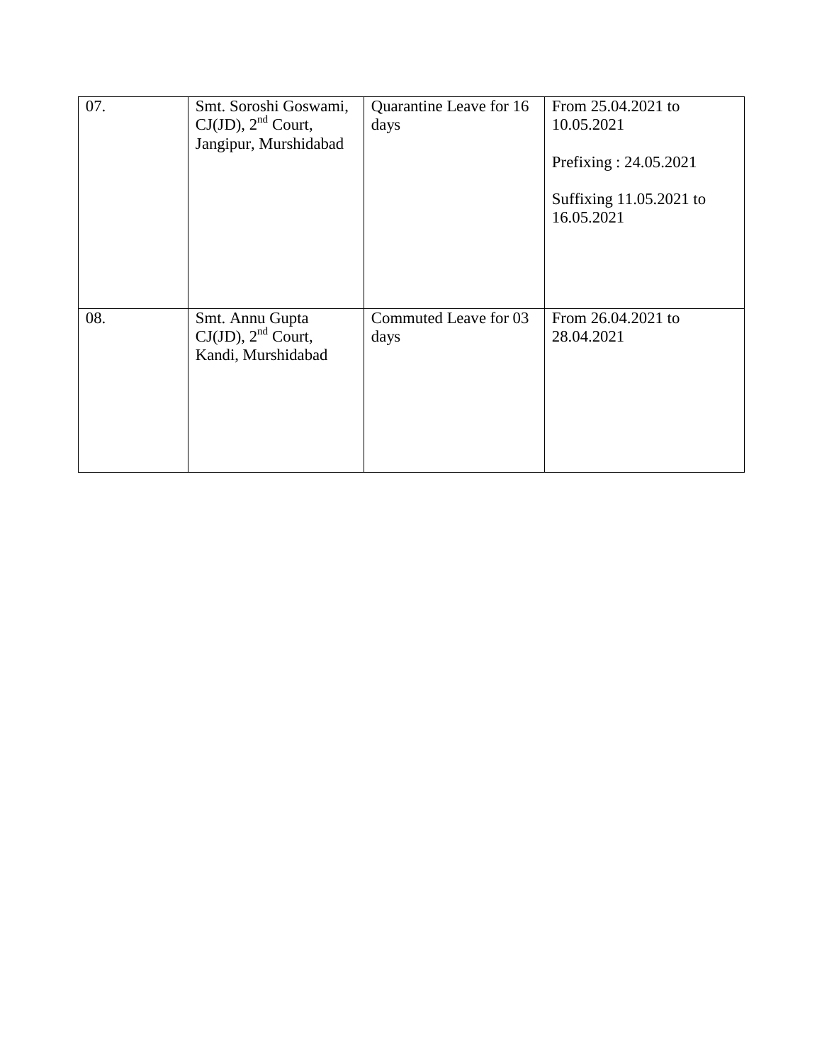| 07. | Smt. Soroshi Goswami, CJ(JD), 2nd Court, Jangipur, Murshidabad | Quarantine Leave for 16 days | From 25.04.2021 to 10.05.2021<br><br>Prefixing : 24.05.2021<br><br>Suffixing 11.05.2021 to 16.05.2021 |
|---|---|---|---|
| 08. | Smt. Annu Gupta CJ(JD), 2nd Court, Kandi, Murshidabad | Commuted Leave for 03 days | From 26.04.2021 to 28.04.2021 |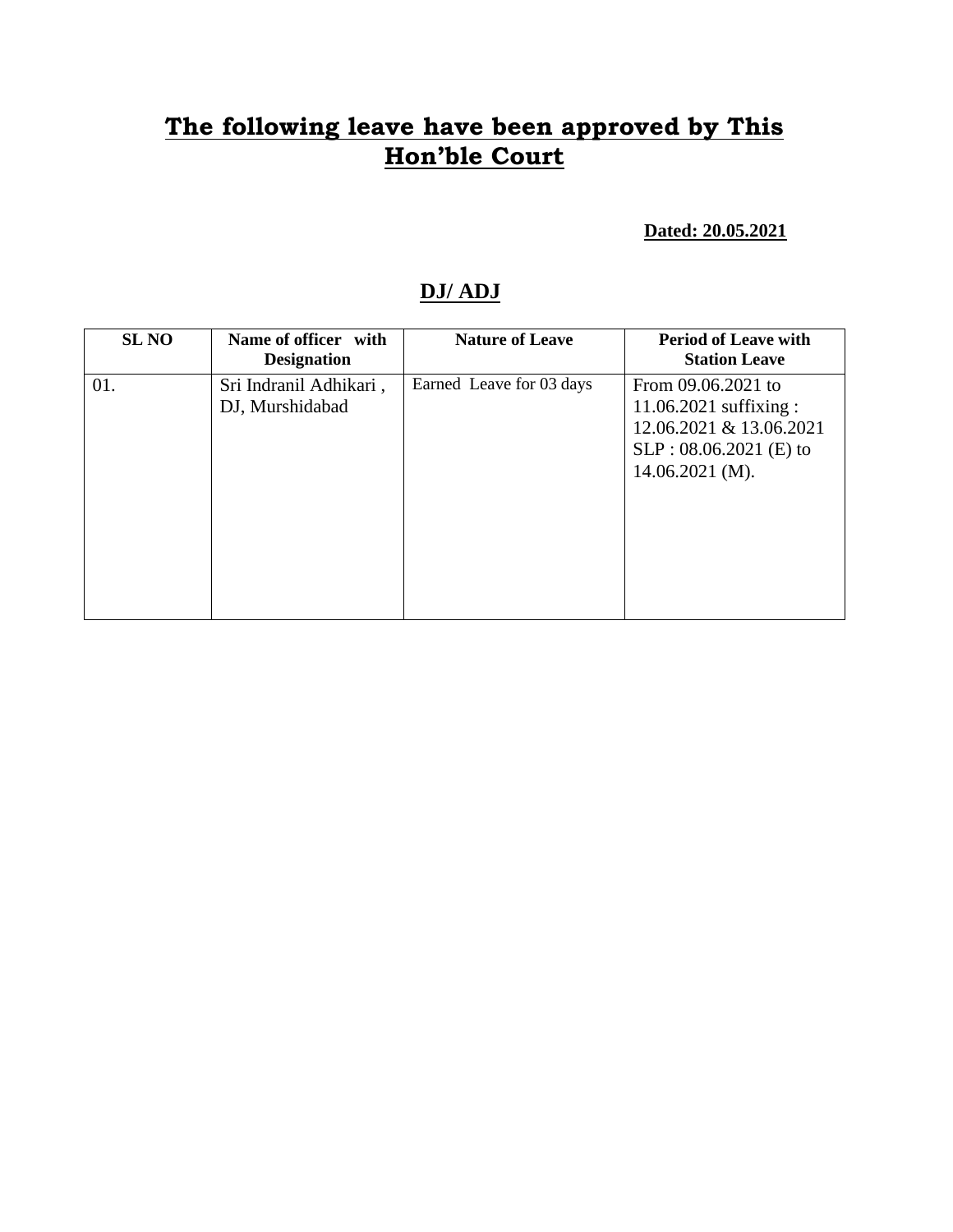# The following leave have been approved by This Hon'ble Court

**Dated: 20.05.2021**

## DJ/ ADJ

| SL NO | Name of officer with Designation | Nature of Leave | Period of Leave with Station Leave |
|---|---|---|---|
| 01. | Sri Indranil Adhikari , DJ, Murshidabad | Earned Leave for 03 days | From 09.06.2021 to 11.06.2021 suffixing : 12.06.2021 & 13.06.2021 SLP : 08.06.2021 (E) to 14.06.2021 (M). |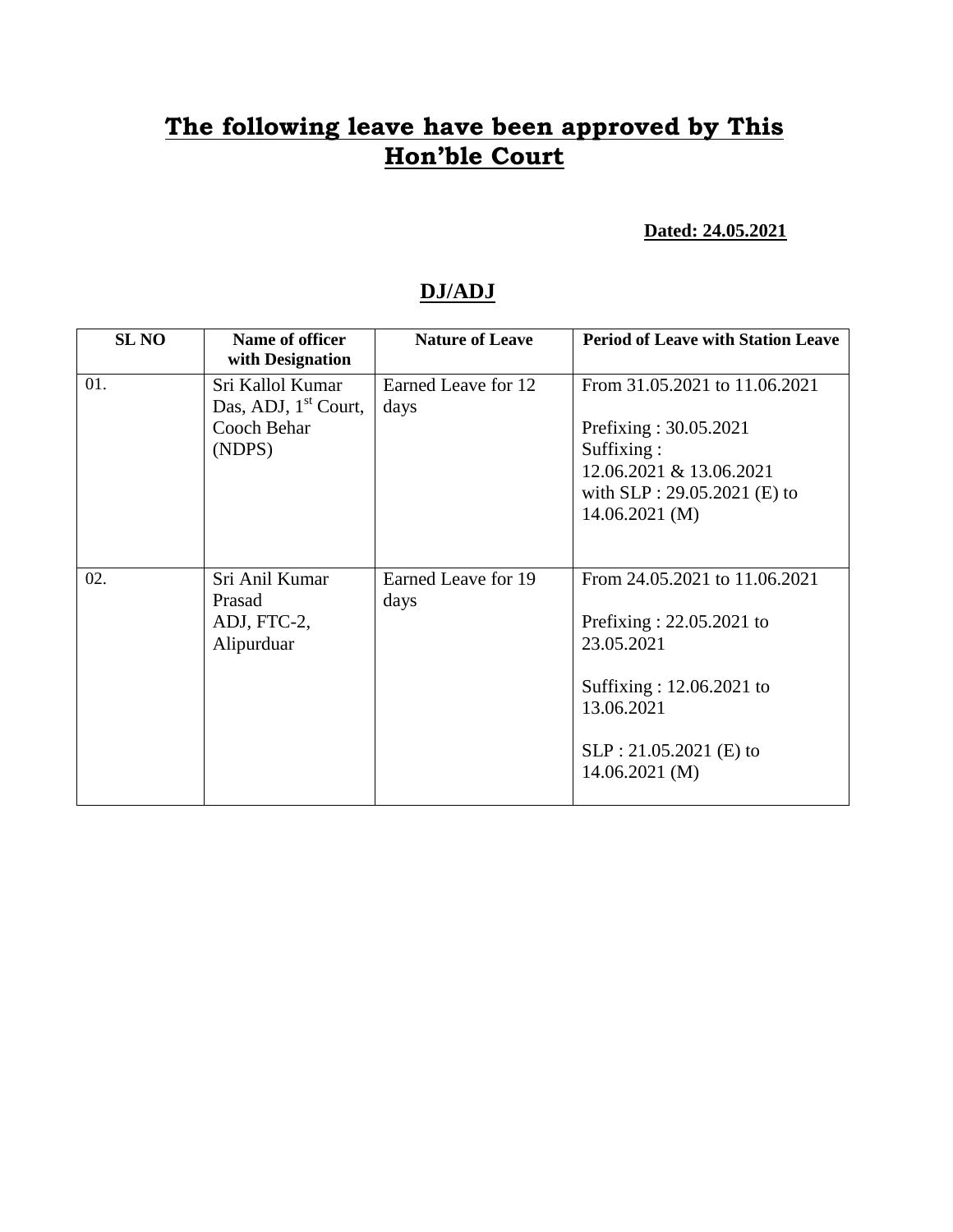# The following leave have been approved by This Hon'ble Court

**Dated: 24.05.2021**

## DJ/ADJ

| SL NO | Name of officer with Designation | Nature of Leave | Period of Leave with Station Leave |
|---|---|---|---|
| 01. | Sri Kallol Kumar Das, ADJ, 1st Court, Cooch Behar (NDPS) | Earned Leave for 12 days | From 31.05.2021 to 11.06.2021<br><br>Prefixing : 30.05.2021<br>Suffixing : 12.06.2021 & 13.06.2021<br>with SLP : 29.05.2021 (E) to 14.06.2021 (M) |
| 02. | Sri Anil Kumar Prasad ADJ, FTC-2, Alipurduar | Earned Leave for 19 days | From 24.05.2021 to 11.06.2021<br><br>Prefixing : 22.05.2021 to 23.05.2021<br><br>Suffixing : 12.06.2021 to 13.06.2021<br><br>SLP : 21.05.2021 (E) to 14.06.2021 (M) |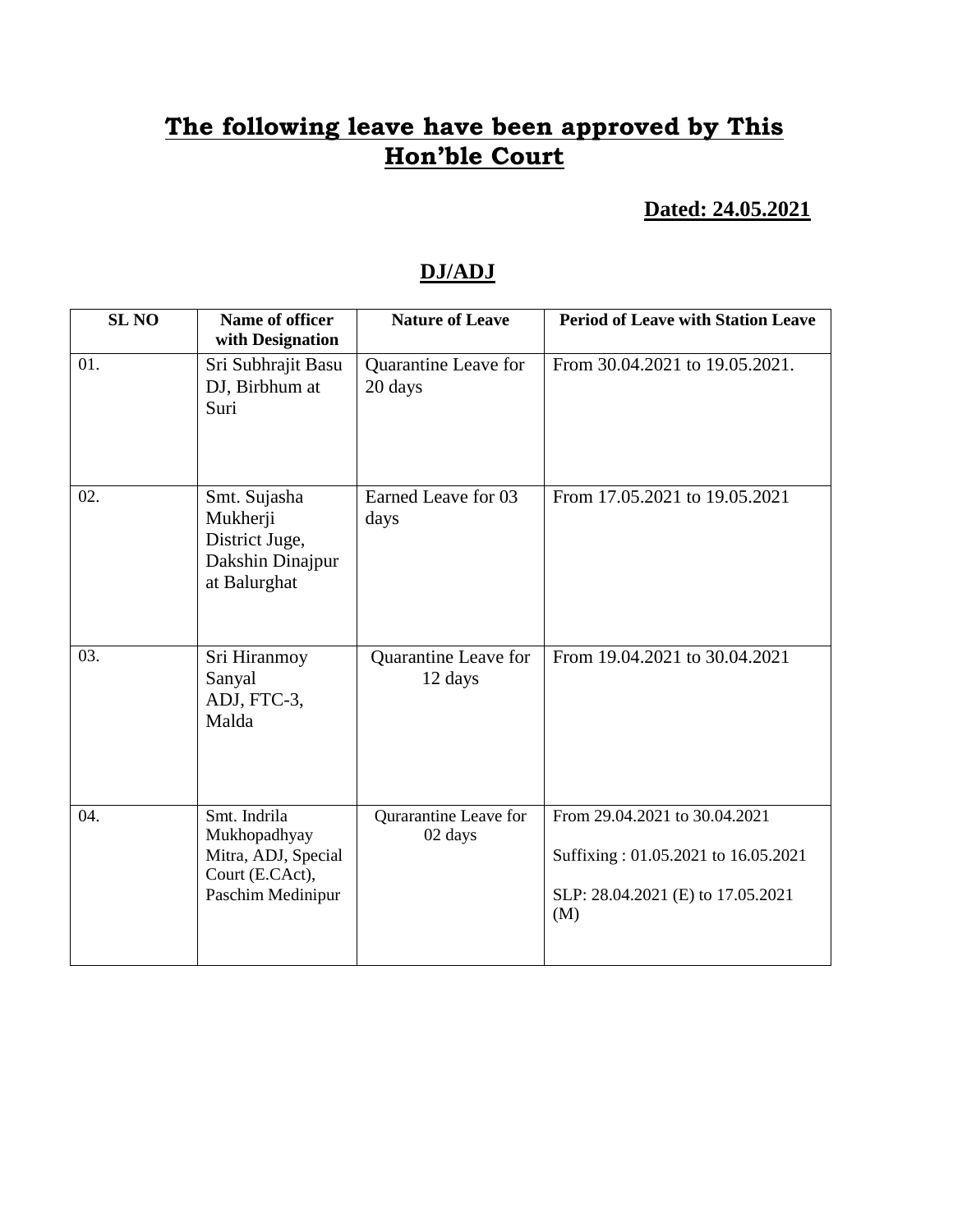# The following leave have been approved by This Hon'ble Court

**Dated: 24.05.2021**

## DJ/ADJ

| SL NO | Name of officer with Designation | Nature of Leave | Period of Leave with Station Leave |
|---|---|---|---|
| 01. | Sri Subhrajit Basu DJ, Birbhum at Suri | Quarantine Leave for 20 days | From 30.04.2021 to 19.05.2021. |
| 02. | Smt. Sujasha Mukherji District Juge, Dakshin Dinajpur at Balurghat | Earned Leave for 03 days | From 17.05.2021 to 19.05.2021 |
| 03. | Sri Hiranmoy Sanyal ADJ, FTC-3, Malda | Quarantine Leave for 12 days | From 19.04.2021 to 30.04.2021 |
| 04. | Smt. Indrila Mukhopadhyay Mitra, ADJ, Special Court (E.CAct), Paschim Medinipur | Qurarantine Leave for 02 days | From 29.04.2021 to 30.04.2021<br><br>Suffixing : 01.05.2021 to 16.05.2021<br><br>SLP: 28.04.2021 (E) to 17.05.2021 (M) |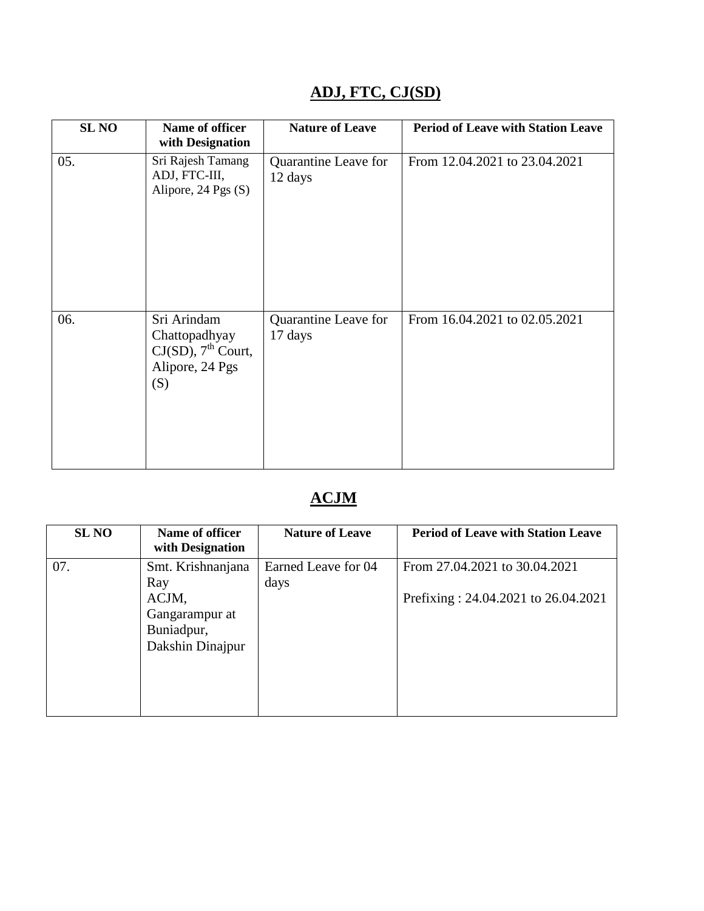## ADJ, FTC, CJ(SD)

| SL NO | Name of officer with Designation | Nature of Leave | Period of Leave with Station Leave |
|---|---|---|---|
| 05. | Sri Rajesh Tamang ADJ, FTC-III, Alipore, 24 Pgs (S) | Quarantine Leave for 12 days | From 12.04.2021 to 23.04.2021 |
| 06. | Sri Arindam Chattopadhyay CJ(SD), 7th Court, Alipore, 24 Pgs (S) | Quarantine Leave for 17 days | From 16.04.2021 to 02.05.2021 |

## ACJM

| SL NO | Name of officer with Designation | Nature of Leave | Period of Leave with Station Leave |
|---|---|---|---|
| 07. | Smt. Krishnanjana Ray ACJM, Gangarampur at Buniadpur, Dakshin Dinajpur | Earned Leave for 04 days | From 27.04.2021 to 30.04.2021<br>Prefixing : 24.04.2021 to 26.04.2021 |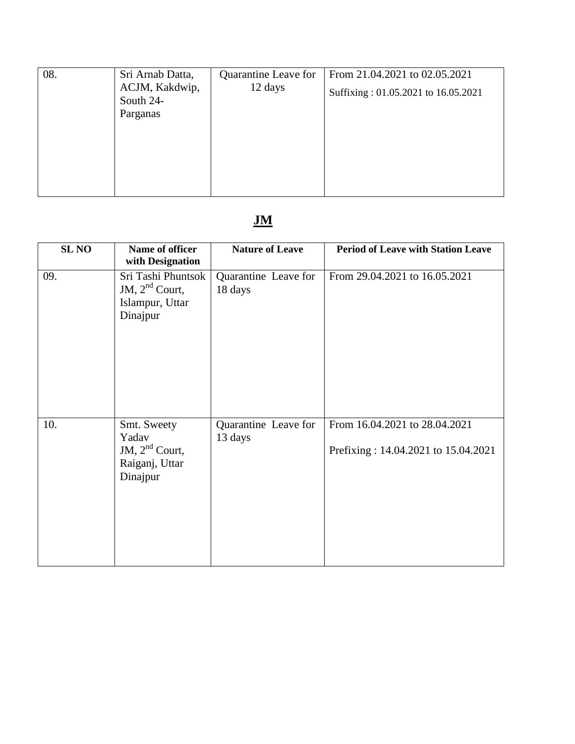| | | | |
|---|---|---|---|
| 08. | Sri Arnab Datta, ACJM, Kakdwip, South 24-Parganas | Quarantine Leave for 12 days | From 21.04.2021 to 02.05.2021<br>Suffixing : 01.05.2021 to 16.05.2021 |

## JM

| SL NO | Name of officer with Designation | Nature of Leave | Period of Leave with Station Leave |
|---|---|---|---|
| 09. | Sri Tashi Phuntsok JM, 2nd Court, Islampur, Uttar Dinajpur | Quarantine Leave for 18 days | From 29.04.2021 to 16.05.2021 |
| 10. | Smt. Sweety Yadav JM, 2nd Court, Raiganj, Uttar Dinajpur | Quarantine Leave for 13 days | From 16.04.2021 to 28.04.2021<br>Prefixing : 14.04.2021 to 15.04.2021 |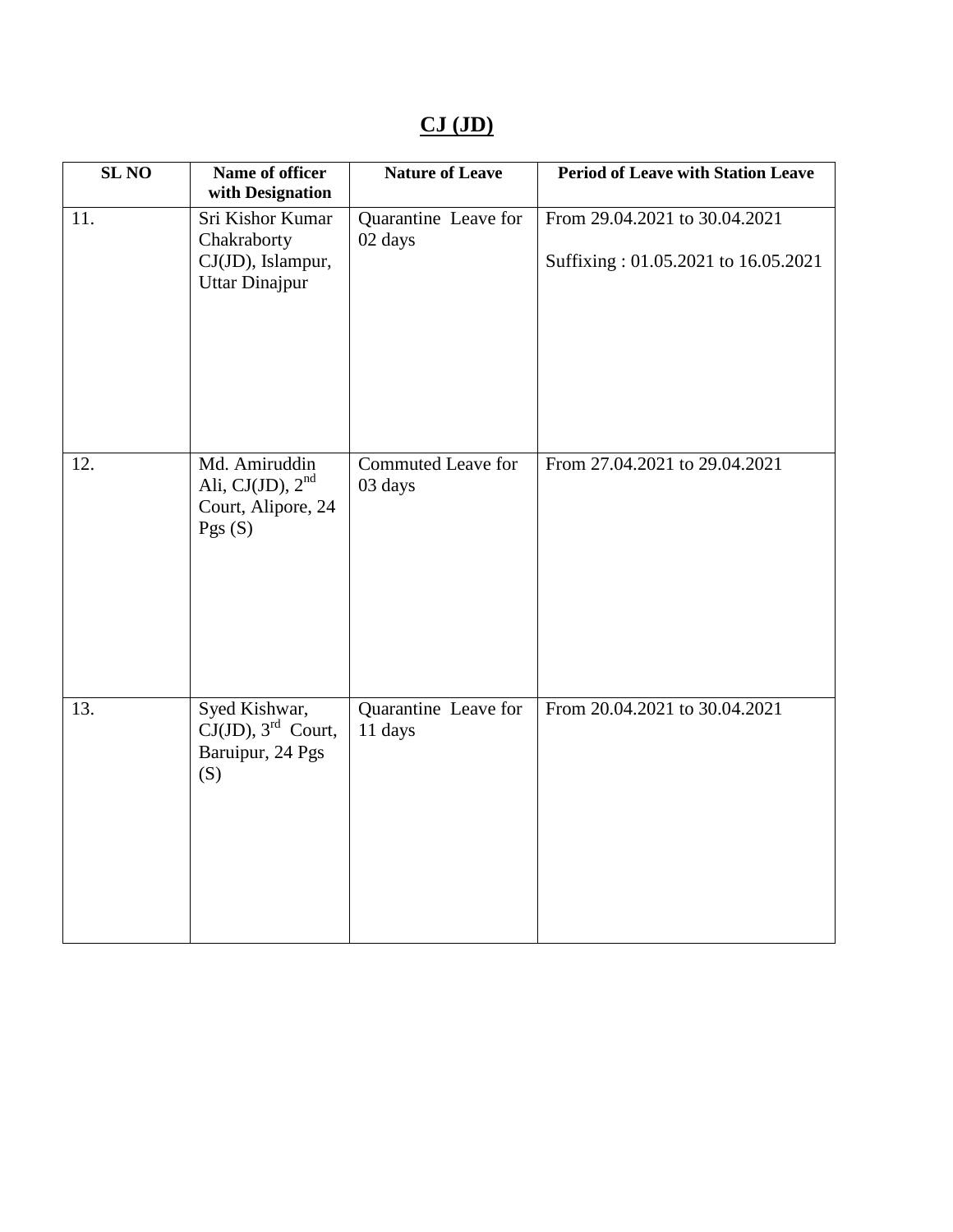## CJ (JD)

| SL NO | Name of officer with Designation | Nature of Leave | Period of Leave with Station Leave |
|---|---|---|---|
| 11. | Sri Kishor Kumar Chakraborty CJ(JD), Islampur, Uttar Dinajpur | Quarantine Leave for 02 days | From 29.04.2021 to 30.04.2021<br><br>Suffixing : 01.05.2021 to 16.05.2021 |
| 12. | Md. Amiruddin Ali, CJ(JD), 2nd Court, Alipore, 24 Pgs (S) | Commuted Leave for 03 days | From 27.04.2021 to 29.04.2021 |
| 13. | Syed Kishwar, CJ(JD), 3rd Court, Baruipur, 24 Pgs (S) | Quarantine Leave for 11 days | From 20.04.2021 to 30.04.2021 |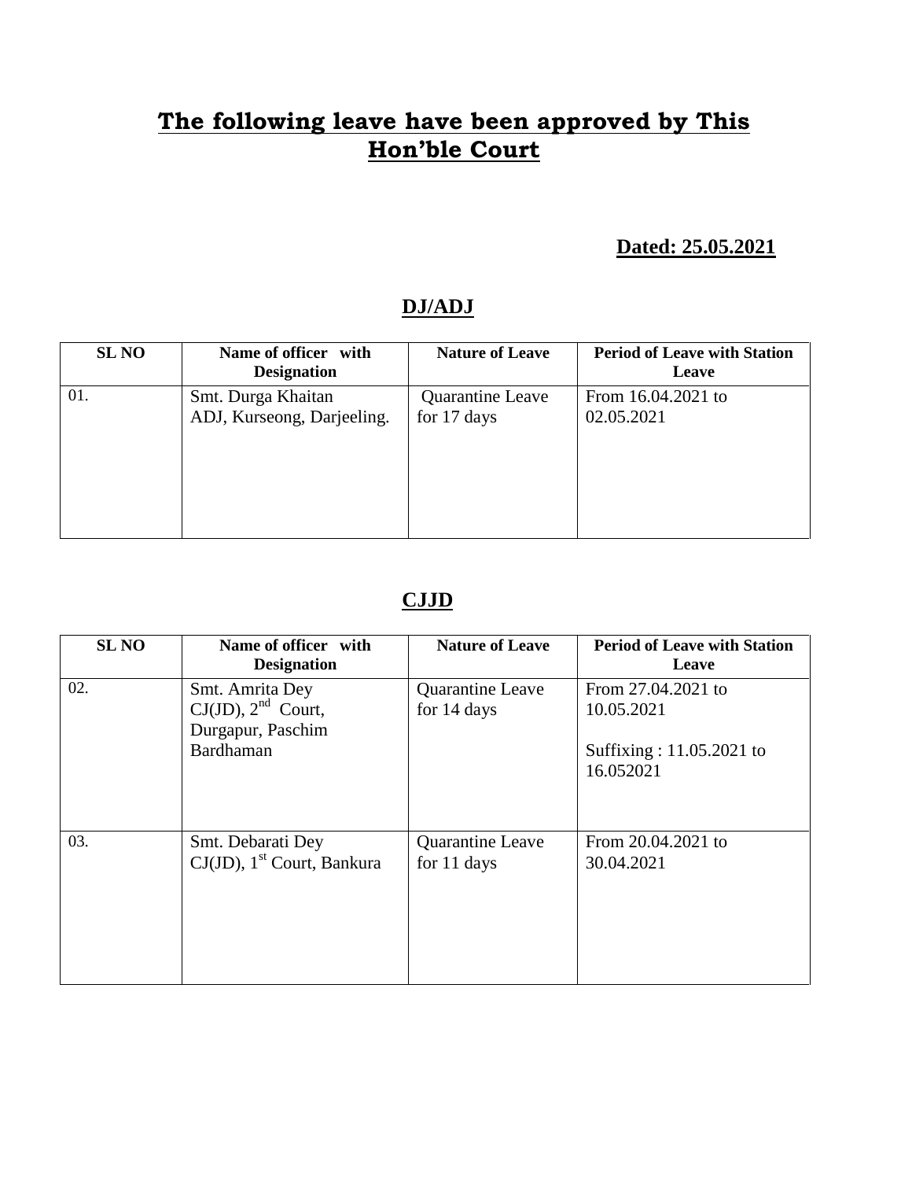# **The following leave have been approved by This Hon'ble Court**

**Dated: 25.05.2021**

## DJ/ADJ

| SL NO | Name of officer with Designation | Nature of Leave | Period of Leave with Station Leave |
|---|---|---|---|
| 01. | Smt. Durga Khaitan ADJ, Kurseong, Darjeeling. | Quarantine Leave for 17 days | From 16.04.2021 to 02.05.2021 |

## CJJD

| SL NO | Name of officer with Designation | Nature of Leave | Period of Leave with Station Leave |
|---|---|---|---|
| 02. | Smt. Amrita Dey CJ(JD), 2nd Court, Durgapur, Paschim Bardhaman | Quarantine Leave for 14 days | From 27.04.2021 to 10.05.2021<br><br>Suffixing : 11.05.2021 to 16.052021 |
| 03. | Smt. Debarati Dey CJ(JD), 1st Court, Bankura | Quarantine Leave for 11 days | From 20.04.2021 to 30.04.2021 |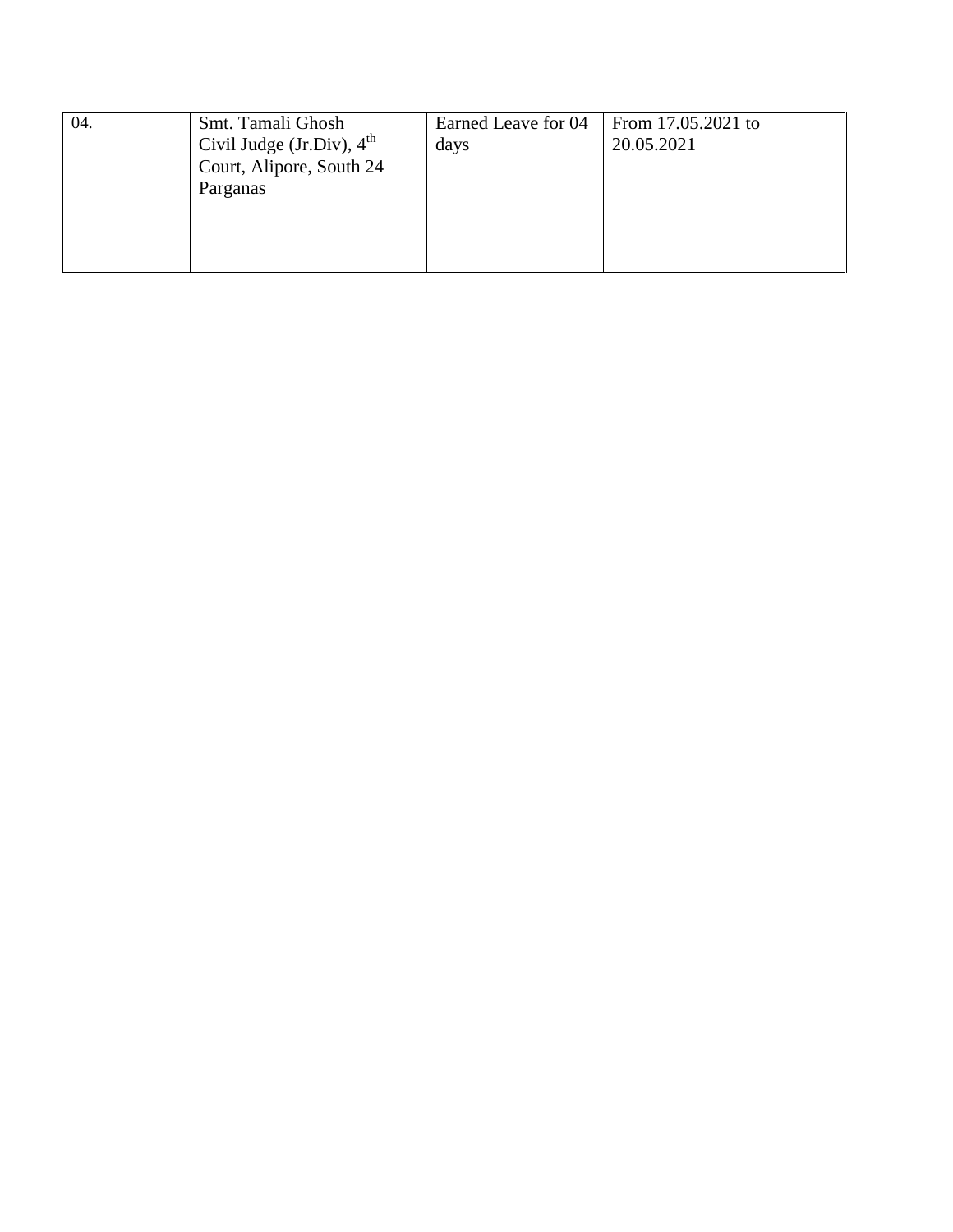| | | | |
|---|---|---|---|
| 04. | Smt. Tamali Ghosh Civil Judge (Jr.Div), 4th Court, Alipore, South 24 Parganas | Earned Leave for 04 days | From 17.05.2021 to 20.05.2021 |